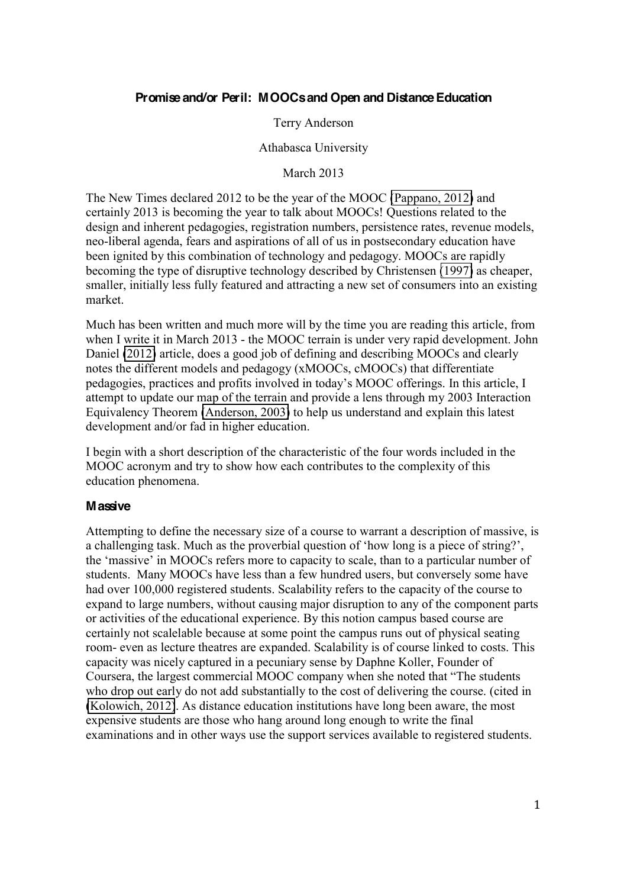# Promise and/or Peril: MOOCs and Open and Distance Education

Terry Anderson

Athabasca University

March 2013

The New Times declared 2012 to be the year of the MOOC (Pappano, 2012) and certainly 2013 is becoming the year to talk about MOOCs! Questions related to the design and inherent pedagogies, registration numbers, persistence rates, revenue models, neo-liberal agenda, fears and aspirations of all of us in postsecondary education have been ignited by this combination of technology and pedagogy. MOOCs are rapidly becoming the type of disruptive technology described by Christensen (1997) as cheaper, smaller, initially less fully featured and attracting a new set of consumers into an existing market.

Much has been written and much more will by the time you are reading this article, from when I write it in March 2013 - the MOOC terrain is under very rapid development. John Daniel (2012) article, does a good job of defining and describing MOOCs and clearly notes the different models and pedagogy (xMOOCs, cMOOCs) that differentiate pedagogies, practices and profits involved in today's MOOC offerings. In this article, I attempt to update our map of the terrain and provide a lens through my 2003 Interaction Equivalency Theorem (Anderson, 2003) to help us understand and explain this latest development and/or fad in higher education.

I begin with a short description of the characteristic of the four words included in the MOOC acronym and try to show how each contributes to the complexity of this education phenomena.

## Massive

Attempting to define the necessary size of a course to warrant a description of massive, is a challenging task. Much as the proverbial question of 'how long is a piece of string?', the 'massive' in MOOCs refers more to capacity to scale, than to a particular number of students. Many MOOCs have less than a few hundred users, but conversely some have had over 100,000 registered students. Scalability refers to the capacity of the course to expand to large numbers, without causing major disruption to any of the component parts or activities of the educational experience. By this notion campus based course are certainly not scalelable because at some point the campus runs out of physical seating room- even as lecture theatres are expanded. Scalability is of course linked to costs. This capacity was nicely captured in a pecuniary sense by Daphne Koller, Founder of Coursera, the largest commercial MOOC company when she noted that "The students who drop out early do not add substantially to the cost of delivering the course. (cited in (Kolowich, 2012). As distance education institutions have long been aware, the most expensive students are those who hang around long enough to write the final examinations and in other ways use the support services available to registered students.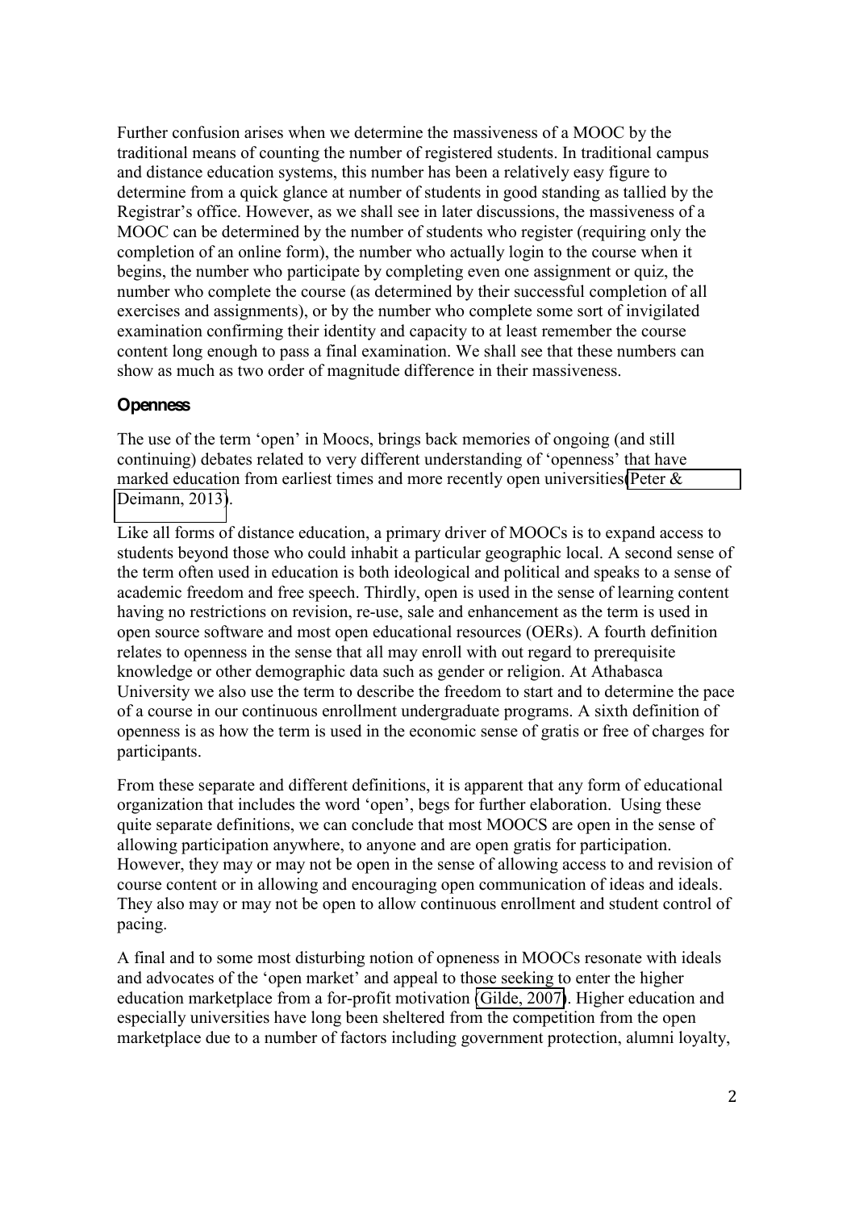Further confusion arises when we determine the massiveness of a MOOC by the traditional means of counting the number of registered students. In traditional campus and distance education systems, this number has been a relatively easy figure to determine from a quick glance at number of students in good standing as tallied by the Registrar's office. However, as we shall see in later discussions, the massiveness of a MOOC can be determined by the number of students who register (requiring only the completion of an online form), the number who actually login to the course when it begins, the number who participate by completing even one assignment or quiz, the number who complete the course (as determined by their successful completion of all exercises and assignments), or by the number who complete some sort of invigilated examination confirming their identity and capacity to at least remember the course content long enough to pass a final examination. We shall see that these numbers can show as much as two order of magnitude difference in their massiveness.

### Openness

The use of the term 'open' in Moocs, brings back memories of ongoing (and still continuing) debates related to very different understanding of 'openness' that have marked education from earliest times and more recently open universities(Peter & Deimann, 2013).

Like all forms of distance education, a primary driver of MOOCs is to expand access to students beyond those who could inhabit a particular geographic local. A second sense of the term often used in education is both ideological and political and speaks to a sense of academic freedom and free speech. Thirdly, open is used in the sense of learning content having no restrictions on revision, re-use, sale and enhancement as the term is used in open source software and most open educational resources (OERs). A fourth definition relates to openness in the sense that all may enroll with out regard to prerequisite knowledge or other demographic data such as gender or religion. At Athabasca University we also use the term to describe the freedom to start and to determine the pace of a course in our continuous enrollment undergraduate programs. A sixth definition of openness is as how the term is used in the economic sense of gratis or free of charges for participants.

From these separate and different definitions, it is apparent that any form of educational organization that includes the word 'open', begs for further elaboration. Using these quite separate definitions, we can conclude that most MOOCS are open in the sense of allowing participation anywhere, to anyone and are open gratis for participation. However, they may or may not be open in the sense of allowing access to and revision of course content or in allowing and encouraging open communication of ideas and ideals. They also may or may not be open to allow continuous enrollment and student control of pacing.

A final and to some most disturbing notion of opneness in MOOCs resonate with ideals and advocates of the 'open market' and appeal to those seeking to enter the higher education marketplace from a for-profit motivation (Gilde, 2007). Higher education and especially universities have long been sheltered from the competition from the open marketplace due to a number of factors including government protection, alumni loyalty,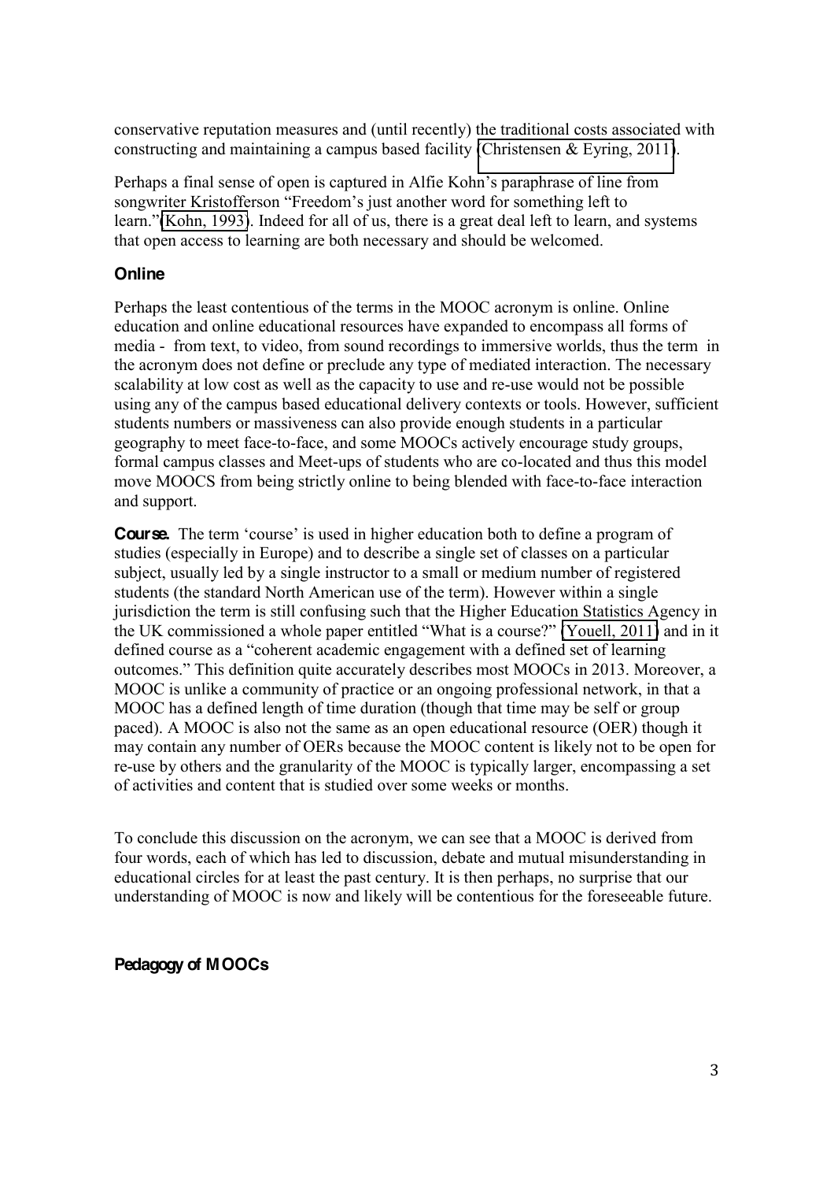conservative reputation measures and (until recently) the traditional costs associated with constructing and maintaining a campus based facility (Christensen & Eyring, 2011).

Perhaps a final sense of open is captured in Alfie Kohn's paraphrase of line from songwriter Kristofferson "Freedom's just another word for something left to learn."(Kohn, 1993). Indeed for all of us, there is a great deal left to learn, and systems that open access to learning are both necessary and should be welcomed.

### Online

Perhaps the least contentious of the terms in the MOOC acronym is online. Online education and online educational resources have expanded to encompass all forms of media - from text, to video, from sound recordings to immersive worlds, thus the term in the acronym does not define or preclude any type of mediated interaction. The necessary scalability at low cost as well as the capacity to use and re-use would not be possible using any of the campus based educational delivery contexts or tools. However, sufficient students numbers or massiveness can also provide enough students in a particular geography to meet face-to-face, and some MOOCs actively encourage study groups, formal campus classes and Meet-ups of students who are co-located and thus this model move MOOCS from being strictly online to being blended with face-to-face interaction and support.

**Course.** The term 'course' is used in higher education both to define a program of studies (especially in Europe) and to describe a single set of classes on a particular subject, usually led by a single instructor to a small or medium number of registered students (the standard North American use of the term). However within a single jurisdiction the term is still confusing such that the Higher Education Statistics Agency in the UK commissioned a whole paper entitled "What is a course?" (Youell, 2011) and in it defined course as a "coherent academic engagement with a defined set of learning outcomes." This definition quite accurately describes most MOOCs in 2013. Moreover, a MOOC is unlike a community of practice or an ongoing professional network, in that a MOOC has a defined length of time duration (though that time may be self or group paced). A MOOC is also not the same as an open educational resource (OER) though it may contain any number of OERs because the MOOC content is likely not to be open for re-use by others and the granularity of the MOOC is typically larger, encompassing a set of activities and content that is studied over some weeks or months.

To conclude this discussion on the acronym, we can see that a MOOC is derived from four words, each of which has led to discussion, debate and mutual misunderstanding in educational circles for at least the past century. It is then perhaps, no surprise that our understanding of MOOC is now and likely will be contentious for the foreseeable future.

### Pedagogy of MOOCs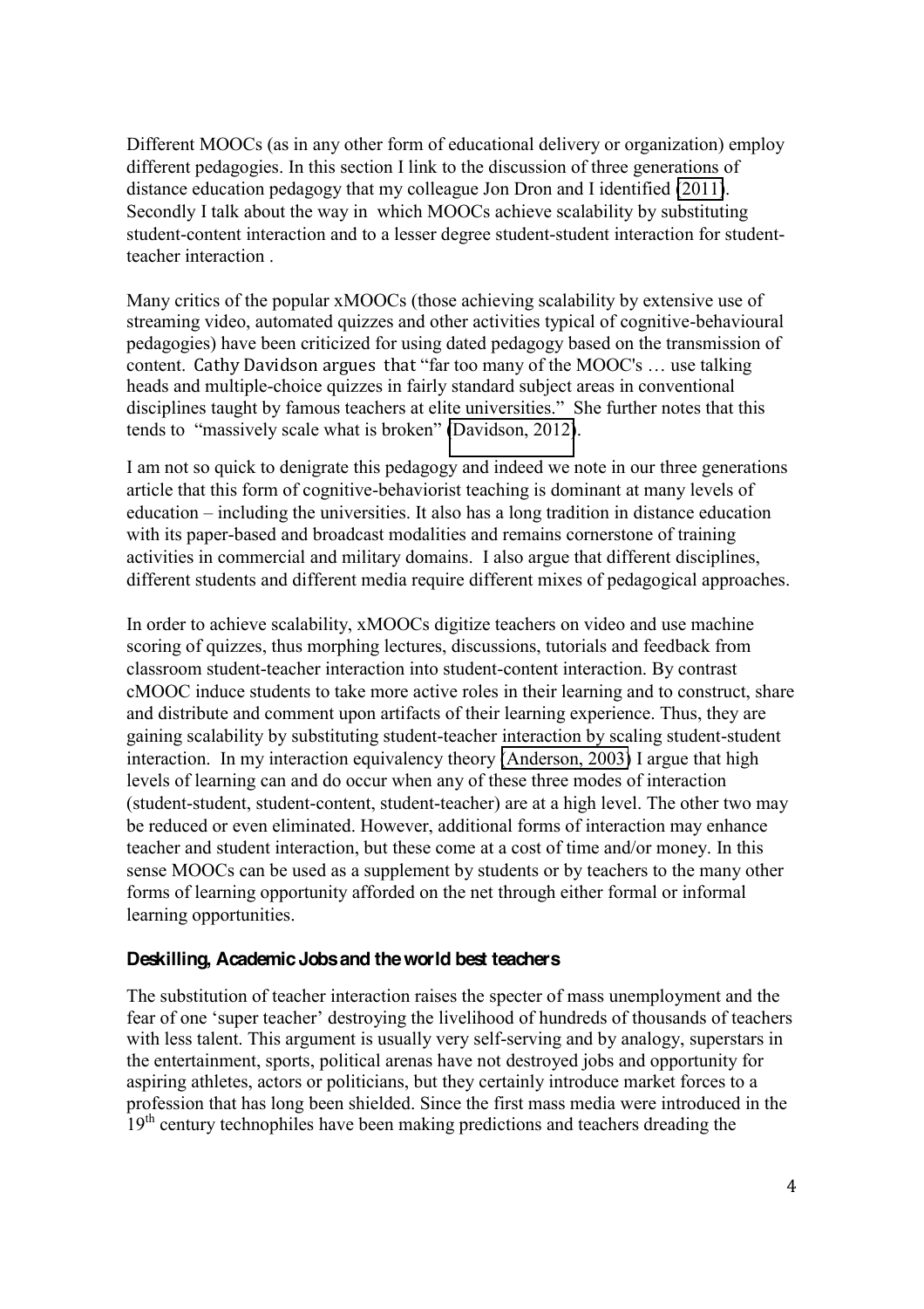Different MOOCs (as in any other form of educational delivery or organization) employ different pedagogies. In this section I link to the discussion of three generations of distance education pedagogy that my colleague Jon Dron and I identified (2011). Secondly I talk about the way in which MOOCs achieve scalability by substituting student-content interaction and to a lesser degree student-student interaction for student-teacher interaction .

Many critics of the popular xMOOCs (those achieving scalability by extensive use of streaming video, automated quizzes and other activities typical of cognitive-behavioural pedagogies) have been criticized for using dated pedagogy based on the transmission of content. Cathy Davidson argues that "far too many of the MOOC's … use talking heads and multiple-choice quizzes in fairly standard subject areas in conventional disciplines taught by famous teachers at elite universities." She further notes that this tends to "massively scale what is broken" (Davidson, 2012).

I am not so quick to denigrate this pedagogy and indeed we note in our three generations article that this form of cognitive-behaviorist teaching is dominant at many levels of education – including the universities. It also has a long tradition in distance education with its paper-based and broadcast modalities and remains cornerstone of training activities in commercial and military domains. I also argue that different disciplines, different students and different media require different mixes of pedagogical approaches.

In order to achieve scalability, xMOOCs digitize teachers on video and use machine scoring of quizzes, thus morphing lectures, discussions, tutorials and feedback from classroom student-teacher interaction into student-content interaction. By contrast cMOOC induce students to take more active roles in their learning and to construct, share and distribute and comment upon artifacts of their learning experience. Thus, they are gaining scalability by substituting student-teacher interaction by scaling student-student interaction. In my interaction equivalency theory (Anderson, 2003) I argue that high levels of learning can and do occur when any of these three modes of interaction (student-student, student-content, student-teacher) are at a high level. The other two may be reduced or even eliminated. However, additional forms of interaction may enhance teacher and student interaction, but these come at a cost of time and/or money. In this sense MOOCs can be used as a supplement by students or by teachers to the many other forms of learning opportunity afforded on the net through either formal or informal learning opportunities.

### Deskilling, Academic Jobs and the world best teachers

The substitution of teacher interaction raises the specter of mass unemployment and the fear of one 'super teacher' destroying the livelihood of hundreds of thousands of teachers with less talent. This argument is usually very self-serving and by analogy, superstars in the entertainment, sports, political arenas have not destroyed jobs and opportunity for aspiring athletes, actors or politicians, but they certainly introduce market forces to a profession that has long been shielded. Since the first mass media were introduced in the 19th century technophiles have been making predictions and teachers dreading the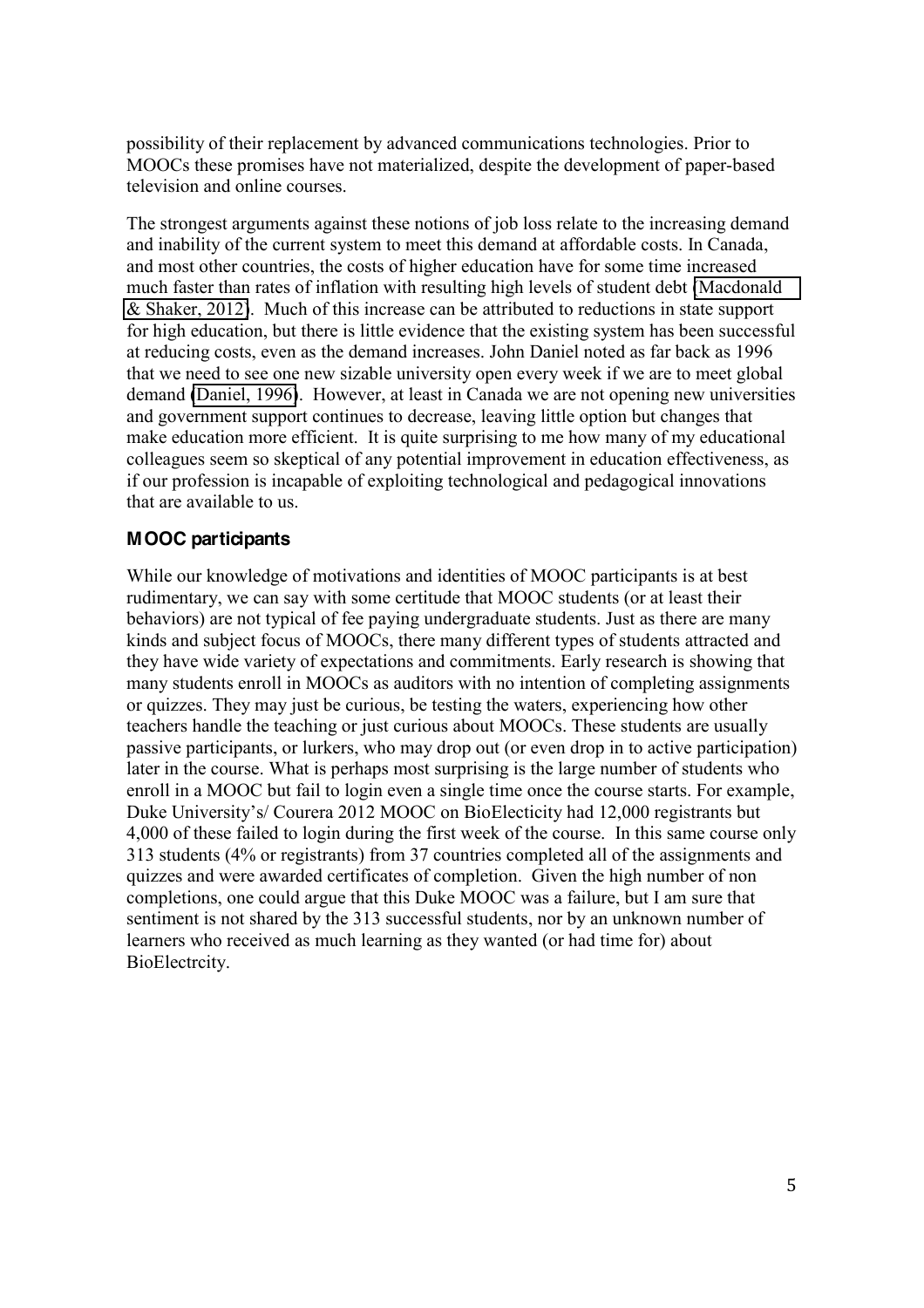possibility of their replacement by advanced communications technologies. Prior to MOOCs these promises have not materialized, despite the development of paper-based television and online courses.

The strongest arguments against these notions of job loss relate to the increasing demand and inability of the current system to meet this demand at affordable costs. In Canada, and most other countries, the costs of higher education have for some time increased much faster than rates of inflation with resulting high levels of student debt (Macdonald & Shaker, 2012). Much of this increase can be attributed to reductions in state support for high education, but there is little evidence that the existing system has been successful at reducing costs, even as the demand increases. John Daniel noted as far back as 1996 that we need to see one new sizable university open every week if we are to meet global demand (Daniel, 1996). However, at least in Canada we are not opening new universities and government support continues to decrease, leaving little option but changes that make education more efficient. It is quite surprising to me how many of my educational colleagues seem so skeptical of any potential improvement in education effectiveness, as if our profession is incapable of exploiting technological and pedagogical innovations that are available to us.

## MOOC participants

While our knowledge of motivations and identities of MOOC participants is at best rudimentary, we can say with some certitude that MOOC students (or at least their behaviors) are not typical of fee paying undergraduate students. Just as there are many kinds and subject focus of MOOCs, there many different types of students attracted and they have wide variety of expectations and commitments. Early research is showing that many students enroll in MOOCs as auditors with no intention of completing assignments or quizzes. They may just be curious, be testing the waters, experiencing how other teachers handle the teaching or just curious about MOOCs. These students are usually passive participants, or lurkers, who may drop out (or even drop in to active participation) later in the course. What is perhaps most surprising is the large number of students who enroll in a MOOC but fail to login even a single time once the course starts. For example, Duke University's/ Courera 2012 MOOC on BioElecticity had 12,000 registrants but 4,000 of these failed to login during the first week of the course. In this same course only 313 students (4% or registrants) from 37 countries completed all of the assignments and quizzes and were awarded certificates of completion. Given the high number of non completions, one could argue that this Duke MOOC was a failure, but I am sure that sentiment is not shared by the 313 successful students, nor by an unknown number of learners who received as much learning as they wanted (or had time for) about BioElectrcity.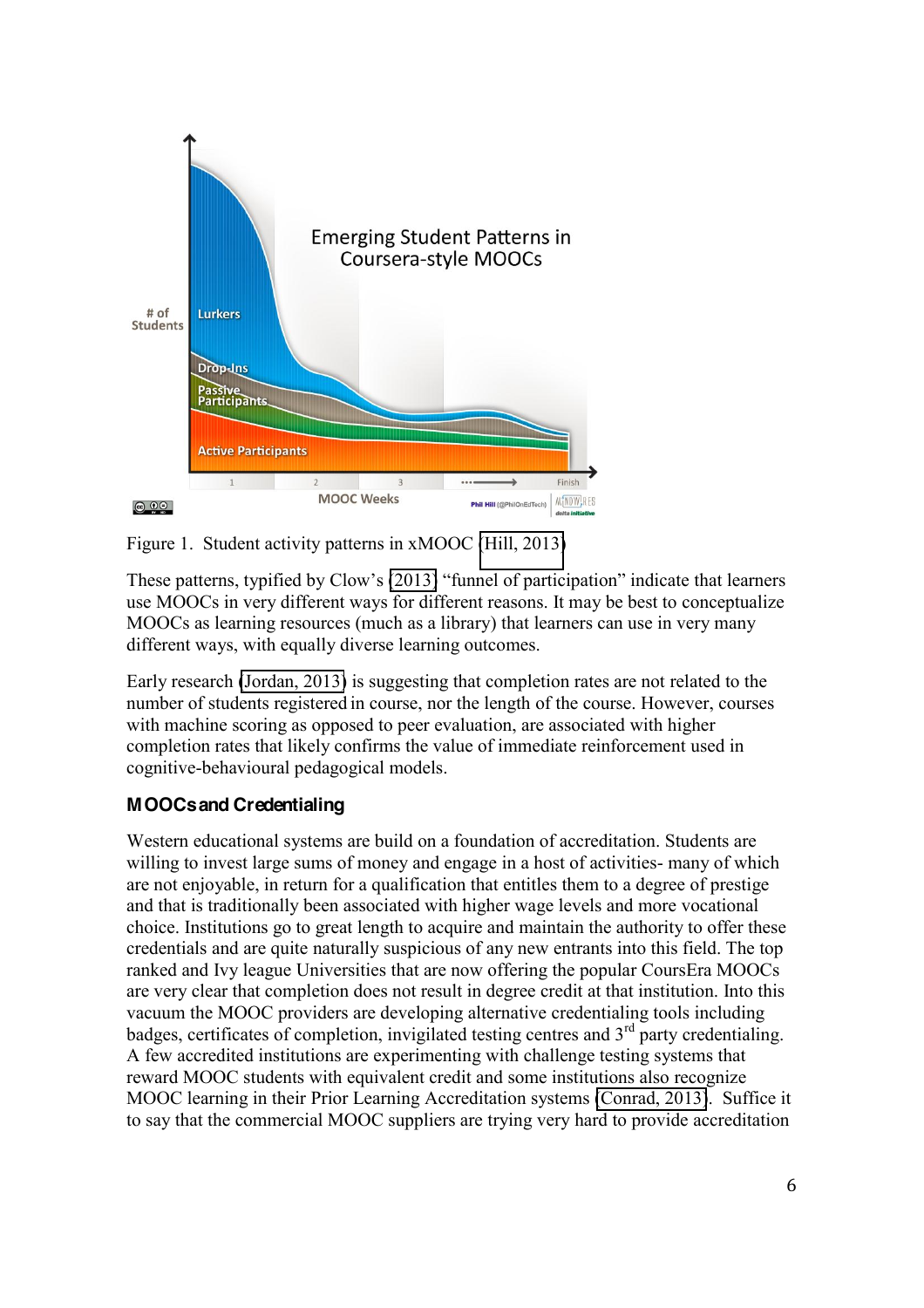Figure 1. Student activity patterns in xMOOC (Hill, 2013)

These patterns, typified by Clow's (2013) "funnel of participation" indicate that learners use MOOCs in very different ways for different reasons. It may be best to conceptualize MOOCs as learning resources (much as a library) that learners can use in very many different ways, with equally diverse learning outcomes.

Early research (Jordan, 2013) is suggesting that completion rates are not related to the number of students registered in course, nor the length of the course. However, courses with machine scoring as opposed to peer evaluation, are associated with higher completion rates that likely confirms the value of immediate reinforcement used in cognitive-behavioural pedagogical models.

### MOOCs and Credentialing

Western educational systems are build on a foundation of accreditation. Students are willing to invest large sums of money and engage in a host of activities- many of which are not enjoyable, in return for a qualification that entitles them to a degree of prestige and that is traditionally been associated with higher wage levels and more vocational choice. Institutions go to great length to acquire and maintain the authority to offer these credentials and are quite naturally suspicious of any new entrants into this field. The top ranked and Ivy league Universities that are now offering the popular CoursEra MOOCs are very clear that completion does not result in degree credit at that institution. Into this vacuum the MOOC providers are developing alternative credentialing tools including badges, certificates of completion, invigilated testing centres and 3rd party credentialing. A few accredited institutions are experimenting with challenge testing systems that reward MOOC students with equivalent credit and some institutions also recognize MOOC learning in their Prior Learning Accreditation systems (Conrad, 2013). Suffice it to say that the commercial MOOC suppliers are trying very hard to provide accreditation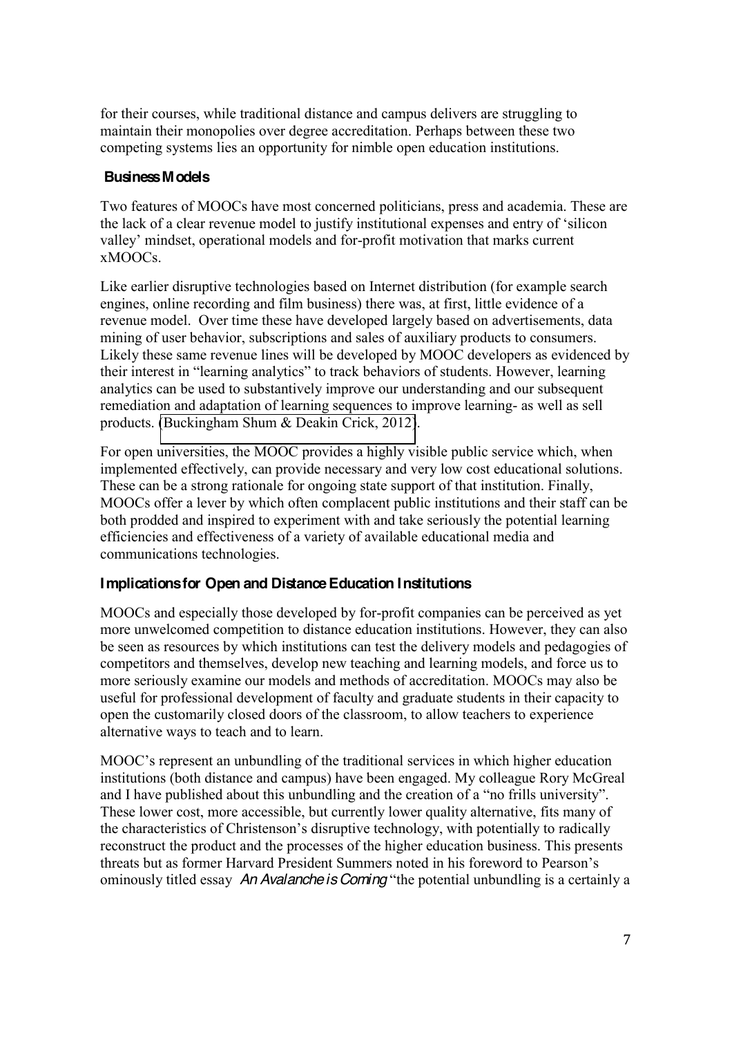for their courses, while traditional distance and campus delivers are struggling to maintain their monopolies over degree accreditation. Perhaps between these two competing systems lies an opportunity for nimble open education institutions.

### Business Models

Two features of MOOCs have most concerned politicians, press and academia. These are the lack of a clear revenue model to justify institutional expenses and entry of 'silicon valley' mindset, operational models and for-profit motivation that marks current xMOOCs.

Like earlier disruptive technologies based on Internet distribution (for example search engines, online recording and film business) there was, at first, little evidence of a revenue model. Over time these have developed largely based on advertisements, data mining of user behavior, subscriptions and sales of auxiliary products to consumers. Likely these same revenue lines will be developed by MOOC developers as evidenced by their interest in "learning analytics" to track behaviors of students. However, learning analytics can be used to substantively improve our understanding and our subsequent remediation and adaptation of learning sequences to improve learning- as well as sell products. (Buckingham Shum & Deakin Crick, 2012).

For open universities, the MOOC provides a highly visible public service which, when implemented effectively, can provide necessary and very low cost educational solutions. These can be a strong rationale for ongoing state support of that institution. Finally, MOOCs offer a lever by which often complacent public institutions and their staff can be both prodded and inspired to experiment with and take seriously the potential learning efficiencies and effectiveness of a variety of available educational media and communications technologies.

### Implications for Open and Distance Education Institutions

MOOCs and especially those developed by for-profit companies can be perceived as yet more unwelcomed competition to distance education institutions. However, they can also be seen as resources by which institutions can test the delivery models and pedagogies of competitors and themselves, develop new teaching and learning models, and force us to more seriously examine our models and methods of accreditation. MOOCs may also be useful for professional development of faculty and graduate students in their capacity to open the customarily closed doors of the classroom, to allow teachers to experience alternative ways to teach and to learn.

MOOC's represent an unbundling of the traditional services in which higher education institutions (both distance and campus) have been engaged. My colleague Rory McGreal and I have published about this unbundling and the creation of a "no frills university". These lower cost, more accessible, but currently lower quality alternative, fits many of the characteristics of Christenson's disruptive technology, with potentially to radically reconstruct the product and the processes of the higher education business. This presents threats but as former Harvard President Summers noted in his foreword to Pearson's ominously titled essay *An Avalanche is Coming* "the potential unbundling is a certainly a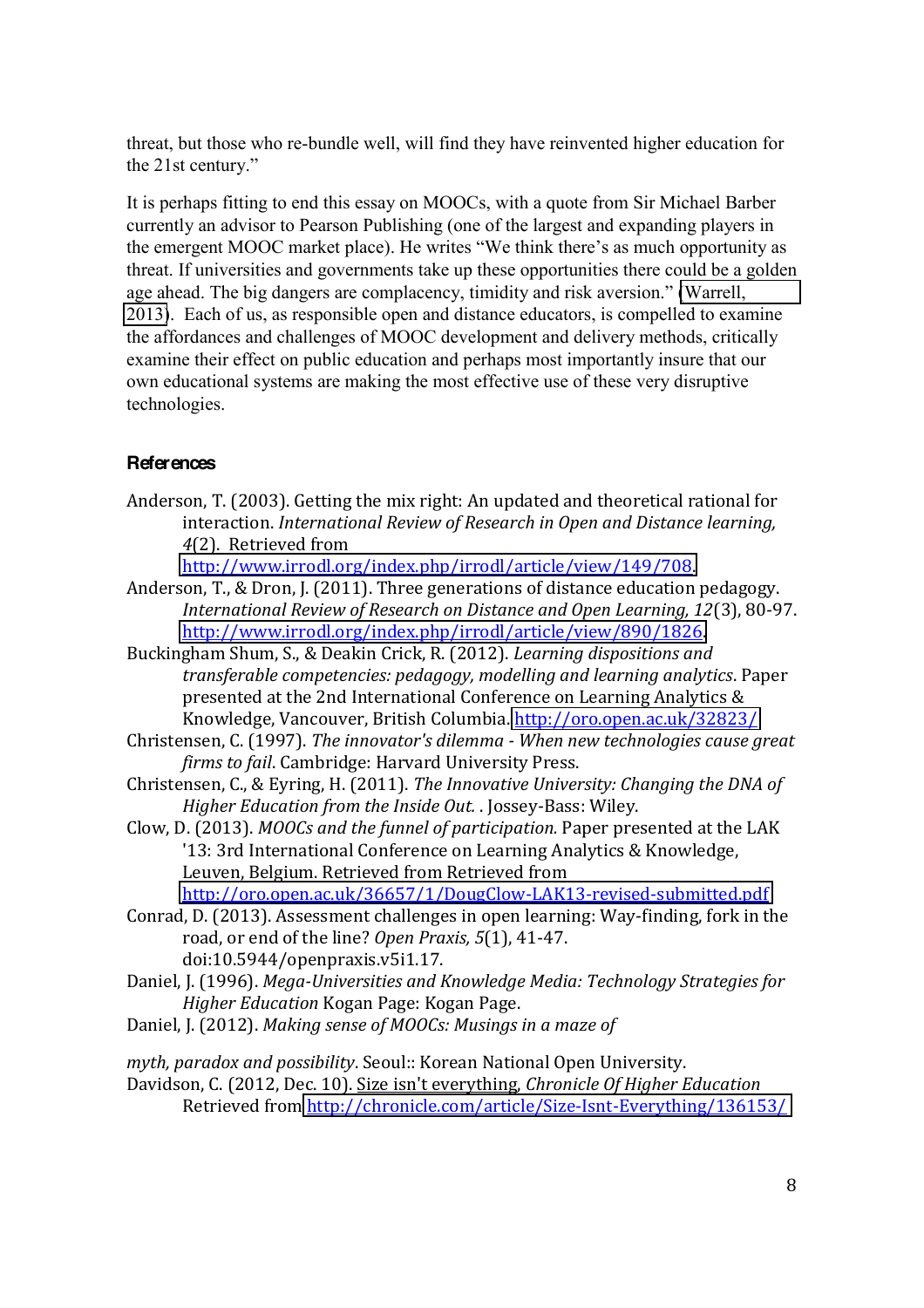threat, but those who re-bundle well, will find they have reinvented higher education for the 21st century."

It is perhaps fitting to end this essay on MOOCs, with a quote from Sir Michael Barber currently an advisor to Pearson Publishing (one of the largest and expanding players in the emergent MOOC market place). He writes "We think there's as much opportunity as threat. If universities and governments take up these opportunities there could be a golden age ahead. The big dangers are complacency, timidity and risk aversion." (Warrell, 2013). Each of us, as responsible open and distance educators, is compelled to examine the affordances and challenges of MOOC development and delivery methods, critically examine their effect on public education and perhaps most importantly insure that our own educational systems are making the most effective use of these very disruptive technologies.

## References

Anderson, T. (2003). Getting the mix right: An updated and theoretical rational for interaction. *International Review of Research in Open and Distance learning, 4*(2). Retrieved from http://www.irrodl.org/index.php/irrodl/article/view/149/708.

Anderson, T., & Dron, J. (2011). Three generations of distance education pedagogy. *International Review of Research on Distance and Open Learning, 12*(3), 80-97. http://www.irrodl.org/index.php/irrodl/article/view/890/1826.

Buckingham Shum, S., & Deakin Crick, R. (2012). *Learning dispositions and transferable competencies: pedagogy, modelling and learning analytics*. Paper presented at the 2nd International Conference on Learning Analytics & Knowledge, Vancouver, British Columbia. http://oro.open.ac.uk/32823/

Christensen, C. (1997). *The innovator's dilemma - When new technologies cause great firms to fail*. Cambridge: Harvard University Press.

Christensen, C., & Eyring, H. (2011). *The Innovative University: Changing the DNA of Higher Education from the Inside Out.* . Jossey-Bass: Wiley.

Clow, D. (2013). *MOOCs and the funnel of participation.* Paper presented at the LAK '13: 3rd International Conference on Learning Analytics & Knowledge, Leuven, Belgium. Retrieved from Retrieved from http://oro.open.ac.uk/36657/1/DougClow-LAK13-revised-submitted.pdf

Conrad, D. (2013). Assessment challenges in open learning: Way-finding, fork in the road, or end of the line? *Open Praxis, 5*(1), 41-47. doi:10.5944/openpraxis.v5i1.17.

Daniel, J. (1996). *Mega-Universities and Knowledge Media: Technology Strategies for Higher Education* Kogan Page: Kogan Page.

Daniel, J. (2012). *Making sense of MOOCs: Musings in a maze of myth, paradox and possibility*. Seoul:: Korean National Open University.

Davidson, C. (2012, Dec. 10). Size isn't everything, *Chronicle Of Higher Education* Retrieved from http://chronicle.com/article/Size-Isnt-Everything/136153/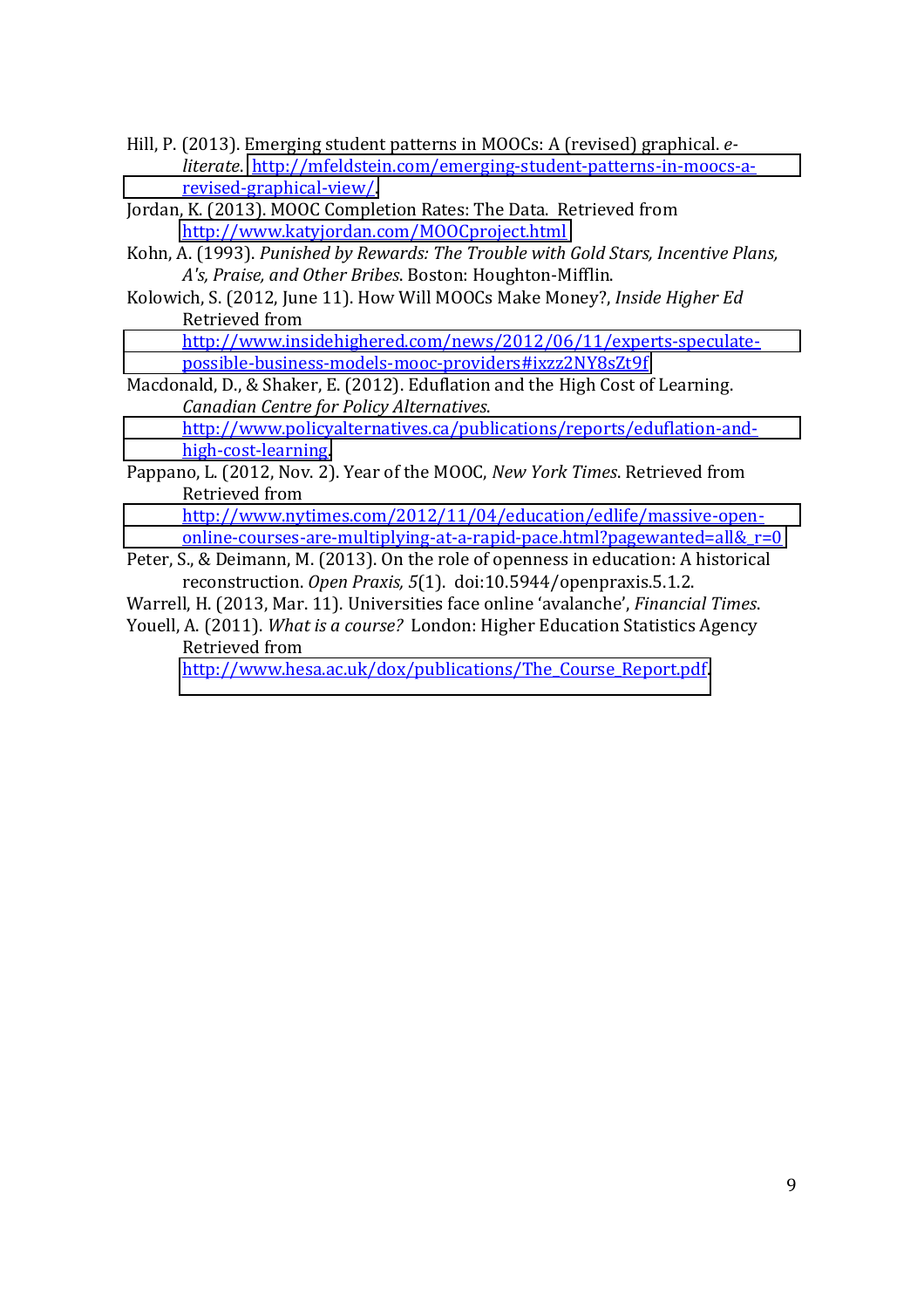Hill, P. (2013). Emerging student patterns in MOOCs: A (revised) graphical. *e-literate*. http://mfeldstein.com/emerging-student-patterns-in-moocs-a-revised-graphical-view/.

Jordan, K. (2013). MOOC Completion Rates: The Data. Retrieved from http://www.katyjordan.com/MOOCproject.html

Kohn, A. (1993). *Punished by Rewards: The Trouble with Gold Stars, Incentive Plans, A's, Praise, and Other Bribes*. Boston: Houghton-Mifflin.

Kolowich, S. (2012, June 11). How Will MOOCs Make Money?, *Inside Higher Ed* Retrieved from http://www.insidehighered.com/news/2012/06/11/experts-speculate-possible-business-models-mooc-providers#ixzz2NY8sZt9f

Macdonald, D., & Shaker, E. (2012). Eduflation and the High Cost of Learning. *Canadian Centre for Policy Alternatives*. http://www.policyalternatives.ca/publications/reports/eduflation-and-high-cost-learning.

Pappano, L. (2012, Nov. 2). Year of the MOOC, *New York Times*. Retrieved from Retrieved from http://www.nytimes.com/2012/11/04/education/edlife/massive-open-online-courses-are-multiplying-at-a-rapid-pace.html?pagewanted=all&_r=0

Peter, S., & Deimann, M. (2013). On the role of openness in education: A historical reconstruction. *Open Praxis, 5*(1). doi:10.5944/openpraxis.5.1.2.

Warrell, H. (2013, Mar. 11). Universities face online 'avalanche', *Financial Times*.

Youell, A. (2011). *What is a course?* London: Higher Education Statistics Agency Retrieved from http://www.hesa.ac.uk/dox/publications/The_Course_Report.pdf.